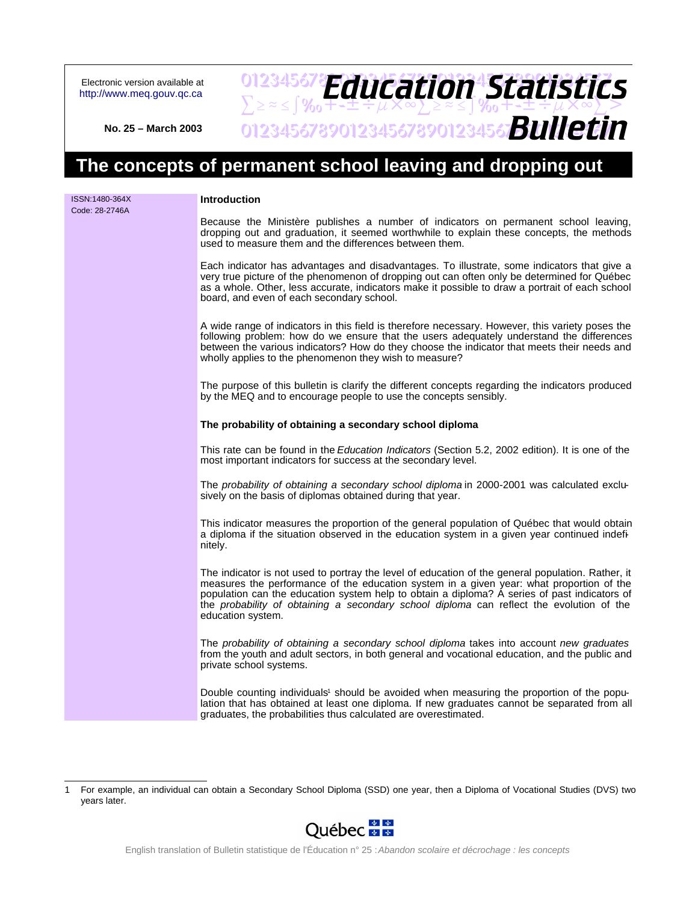Electronic version available at http://www.meq.gouv.qc.ca

No. 25 – March 2003

# Education Statistics Bulletin

# The concepts of permanent school leaving and dropping out

ISSN:1480-364X
Code: 28-2746A

## Introduction

Because the Ministère publishes a number of indicators on permanent school leaving, dropping out and graduation, it seemed worthwhile to explain these concepts, the methods used to measure them and the differences between them.

Each indicator has advantages and disadvantages. To illustrate, some indicators that give a very true picture of the phenomenon of dropping out can often only be determined for Québec as a whole. Other, less accurate, indicators make it possible to draw a portrait of each school board, and even of each secondary school.

A wide range of indicators in this field is therefore necessary. However, this variety poses the following problem: how do we ensure that the users adequately understand the differences between the various indicators? How do they choose the indicator that meets their needs and wholly applies to the phenomenon they wish to measure?

The purpose of this bulletin is clarify the different concepts regarding the indicators produced by the MEQ and to encourage people to use the concepts sensibly.

## The probability of obtaining a secondary school diploma

This rate can be found in the *Education Indicators* (Section 5.2, 2002 edition). It is one of the most important indicators for success at the secondary level.

The *probability of obtaining a secondary school diploma* in 2000-2001 was calculated exclusively on the basis of diplomas obtained during that year.

This indicator measures the proportion of the general population of Québec that would obtain a diploma if the situation observed in the education system in a given year continued indefinitely.

The indicator is not used to portray the level of education of the general population. Rather, it measures the performance of the education system in a given year: what proportion of the population can the education system help to obtain a diploma? A series of past indicators of the *probability of obtaining a secondary school diploma* can reflect the evolution of the education system.

The *probability of obtaining a secondary school diploma* takes into account *new graduates* from the youth and adult sectors, in both general and vocational education, and the public and private school systems.

Double counting individuals[1] should be avoided when measuring the proportion of the population that has obtained at least one diploma. If new graduates cannot be separated from all graduates, the probabilities thus calculated are overestimated.

---

1 For example, an individual can obtain a Secondary School Diploma (SSD) one year, then a Diploma of Vocational Studies (DVS) two years later.

English translation of Bulletin statistique de l'Éducation n° 25 : *Abandon scolaire et décrochage : les concepts*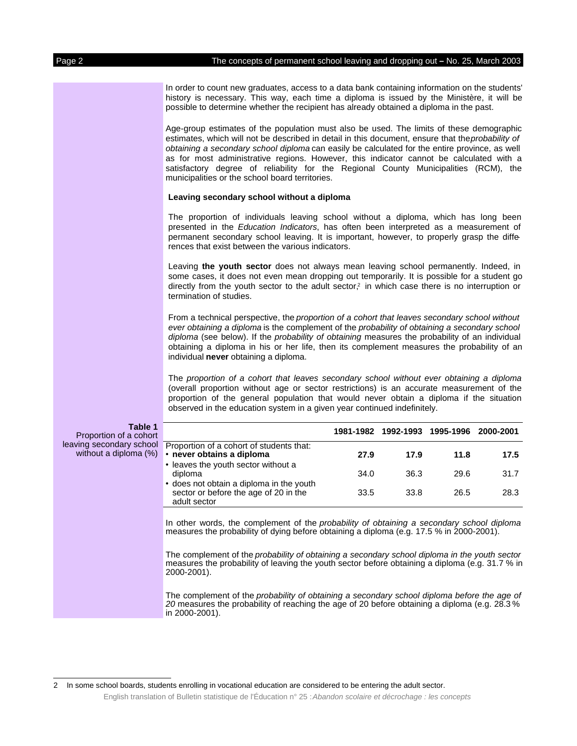In order to count new graduates, access to a data bank containing information on the students' history is necessary. This way, each time a diploma is issued by the Ministère, it will be possible to determine whether the recipient has already obtained a diploma in the past.

Age-group estimates of the population must also be used. The limits of these demographic estimates, which will not be described in detail in this document, ensure that the *probability of obtaining a secondary school diploma* can easily be calculated for the entire province, as well as for most administrative regions. However, this indicator cannot be calculated with a satisfactory degree of reliability for the Regional County Municipalities (RCM), the municipalities or the school board territories.

**Leaving secondary school without a diploma**

The proportion of individuals leaving school without a diploma, which has long been presented in the *Education Indicators*, has often been interpreted as a measurement of permanent secondary school leaving. It is important, however, to properly grasp the differences that exist between the various indicators.

Leaving **the youth sector** does not always mean leaving school permanently. Indeed, in some cases, it does not even mean dropping out temporarily. It is possible for a student go directly from the youth sector to the adult sector,[2] in which case there is no interruption or termination of studies.

From a technical perspective, the *proportion of a cohort that leaves secondary school without ever obtaining a diploma* is the complement of the *probability of obtaining a secondary school diploma* (see below). If the *probability of obtaining* measures the probability of an individual obtaining a diploma in his or her life, then its complement measures the probability of an individual **never** obtaining a diploma.

The *proportion of a cohort that leaves secondary school without ever obtaining a diploma* (overall proportion without age or sector restrictions) is an accurate measurement of the proportion of the general population that would never obtain a diploma if the situation observed in the education system in a given year continued indefinitely.

**Table 1**
Proportion of a cohort leaving secondary school without a diploma (%)

| Proportion of a cohort of students that: | 1981-1982 | 1992-1993 | 1995-1996 | 2000-2001 |
|---|---|---|---|---|
| • **never obtains a diploma** | **27.9** | **17.9** | **11.8** | **17.5** |
| • leaves the youth sector without a diploma | 34.0 | 36.3 | 29.6 | 31.7 |
| • does not obtain a diploma in the youth sector or before the age of 20 in the adult sector | 33.5 | 33.8 | 26.5 | 28.3 |

In other words, the complement of the *probability of obtaining a secondary school diploma* measures the probability of dying before obtaining a diploma (e.g. 17.5 % in 2000-2001).

The complement of the *probability of obtaining a secondary school diploma in the youth sector* measures the probability of leaving the youth sector before obtaining a diploma (e.g. 31.7 % in 2000-2001).

The complement of the *probability of obtaining a secondary school diploma before the age of 20* measures the probability of reaching the age of 20 before obtaining a diploma (e.g. 28.3 % in 2000-2001).

---

2 In some school boards, students enrolling in vocational education are considered to be entering the adult sector.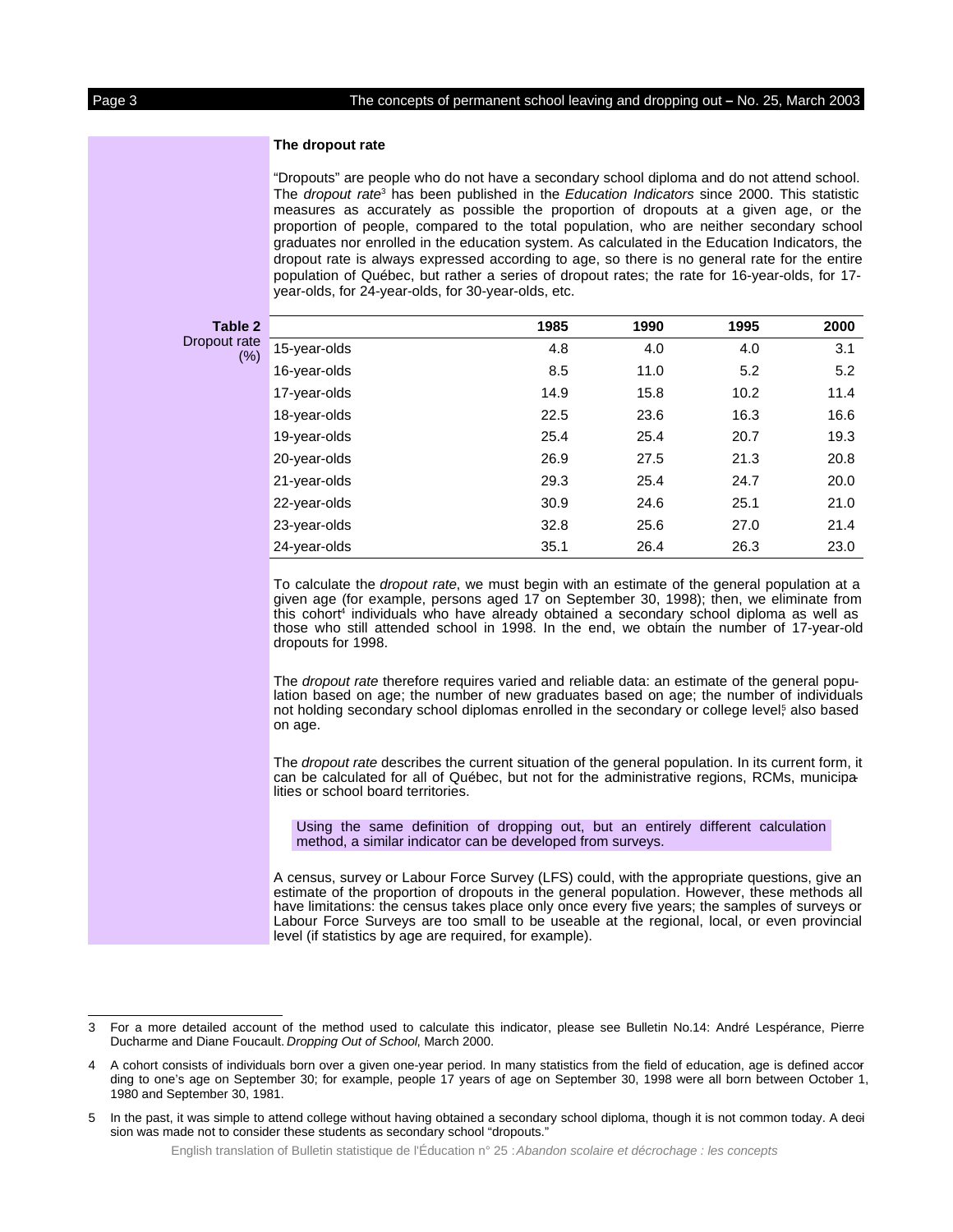### The dropout rate

"Dropouts" are people who do not have a secondary school diploma and do not attend school. The *dropout rate*[3] has been published in the *Education Indicators* since 2000. This statistic measures as accurately as possible the proportion of dropouts at a given age, or the proportion of people, compared to the total population, who are neither secondary school graduates nor enrolled in the education system. As calculated in the Education Indicators, the dropout rate is always expressed according to age, so there is no general rate for the entire population of Québec, but rather a series of dropout rates; the rate for 16-year-olds, for 17-year-olds, for 24-year-olds, for 30-year-olds, etc.

**Table 2**
Dropout rate (%)

| | 1985 | 1990 | 1995 | 2000 |
|---|---|---|---|---|
| 15-year-olds | 4.8 | 4.0 | 4.0 | 3.1 |
| 16-year-olds | 8.5 | 11.0 | 5.2 | 5.2 |
| 17-year-olds | 14.9 | 15.8 | 10.2 | 11.4 |
| 18-year-olds | 22.5 | 23.6 | 16.3 | 16.6 |
| 19-year-olds | 25.4 | 25.4 | 20.7 | 19.3 |
| 20-year-olds | 26.9 | 27.5 | 21.3 | 20.8 |
| 21-year-olds | 29.3 | 25.4 | 24.7 | 20.0 |
| 22-year-olds | 30.9 | 24.6 | 25.1 | 21.0 |
| 23-year-olds | 32.8 | 25.6 | 27.0 | 21.4 |
| 24-year-olds | 35.1 | 26.4 | 26.3 | 23.0 |

To calculate the *dropout rate*, we must begin with an estimate of the general population at a given age (for example, persons aged 17 on September 30, 1998); then, we eliminate from this cohort[4] individuals who have already obtained a secondary school diploma as well as those who still attended school in 1998. In the end, we obtain the number of 17-year-old dropouts for 1998.

The *dropout rate* therefore requires varied and reliable data: an estimate of the general population based on age; the number of new graduates based on age; the number of individuals not holding secondary school diplomas enrolled in the secondary or college level[5] also based on age.

The *dropout rate* describes the current situation of the general population. In its current form, it can be calculated for all of Québec, but not for the administrative regions, RCMs, municipalities or school board territories.

> Using the same definition of dropping out, but an entirely different calculation method, a similar indicator can be developed from surveys.

A census, survey or Labour Force Survey (LFS) could, with the appropriate questions, give an estimate of the proportion of dropouts in the general population. However, these methods all have limitations: the census takes place only once every five years; the samples of surveys or Labour Force Surveys are too small to be useable at the regional, local, or even provincial level (if statistics by age are required, for example).

---

3 For a more detailed account of the method used to calculate this indicator, please see Bulletin No.14: André Lespérance, Pierre Ducharme and Diane Foucault. *Dropping Out of School*, March 2000.

4 A cohort consists of individuals born over a given one-year period. In many statistics from the field of education, age is defined according to one's age on September 30; for example, people 17 years of age on September 30, 1998 were all born between October 1, 1980 and September 30, 1981.

5 In the past, it was simple to attend college without having obtained a secondary school diploma, though it is not common today. A decision was made not to consider these students as secondary school "dropouts."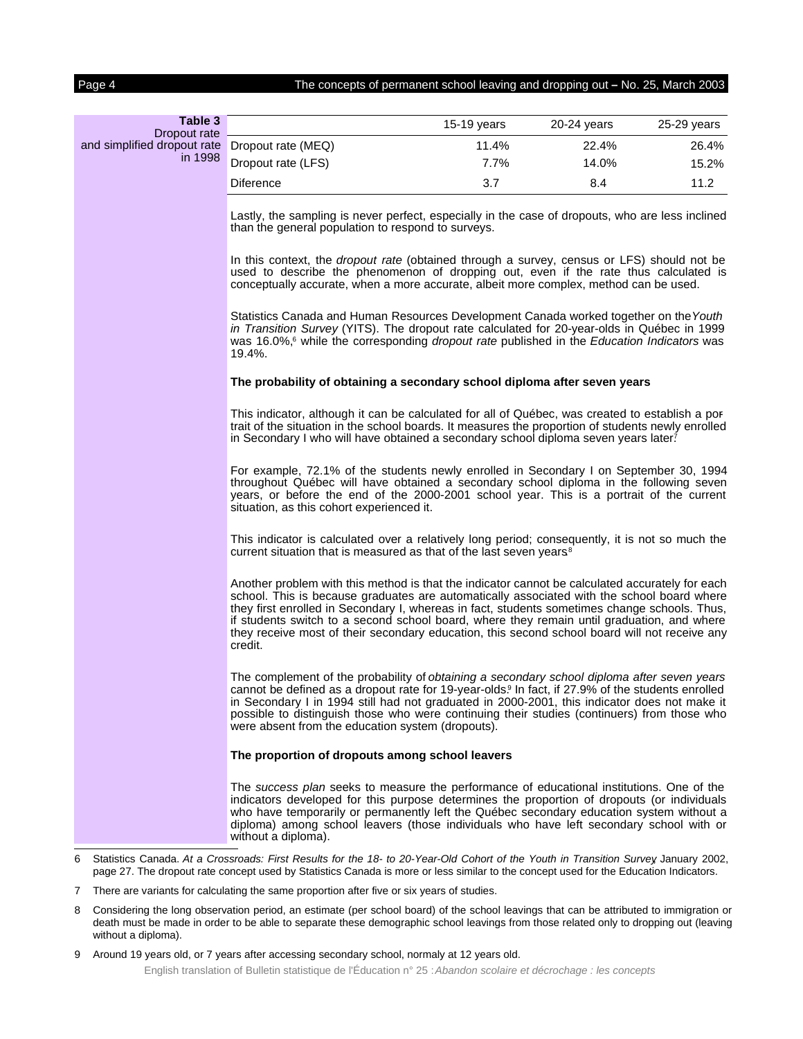**Table 3**
Dropout rate and simplified dropout rate in 1998

| | 15-19 years | 20-24 years | 25-29 years |
|---|---|---|---|
| Dropout rate (MEQ) | 11.4% | 22.4% | 26.4% |
| Dropout rate (LFS) | 7.7% | 14.0% | 15.2% |
| Diference | 3.7 | 8.4 | 11.2 |

Lastly, the sampling is never perfect, especially in the case of dropouts, who are less inclined than the general population to respond to surveys.

In this context, the *dropout rate* (obtained through a survey, census or LFS) should not be used to describe the phenomenon of dropping out, even if the rate thus calculated is conceptually accurate, when a more accurate, albeit more complex, method can be used.

Statistics Canada and Human Resources Development Canada worked together on the *Youth in Transition Survey* (YITS). The dropout rate calculated for 20-year-olds in Québec in 1999 was 16.0%,[6] while the corresponding *dropout rate* published in the *Education Indicators* was 19.4%.

**The probability of obtaining a secondary school diploma after seven years**

This indicator, although it can be calculated for all of Québec, was created to establish a portrait of the situation in the school boards. It measures the proportion of students newly enrolled in Secondary I who will have obtained a secondary school diploma seven years later.[7]

For example, 72.1% of the students newly enrolled in Secondary I on September 30, 1994 throughout Québec will have obtained a secondary school diploma in the following seven years, or before the end of the 2000-2001 school year. This is a portrait of the current situation, as this cohort experienced it.

This indicator is calculated over a relatively long period; consequently, it is not so much the current situation that is measured as that of the last seven years.[8]

Another problem with this method is that the indicator cannot be calculated accurately for each school. This is because graduates are automatically associated with the school board where they first enrolled in Secondary I, whereas in fact, students sometimes change schools. Thus, if students switch to a second school board, where they remain until graduation, and where they receive most of their secondary education, this second school board will not receive any credit.

The complement of the probability of *obtaining a secondary school diploma after seven years* cannot be defined as a dropout rate for 19-year-olds.[9] In fact, if 27.9% of the students enrolled in Secondary I in 1994 still had not graduated in 2000-2001, this indicator does not make it possible to distinguish those who were continuing their studies (continuers) from those who were absent from the education system (dropouts).

**The proportion of dropouts among school leavers**

The *success plan* seeks to measure the performance of educational institutions. One of the indicators developed for this purpose determines the proportion of dropouts (or individuals who have temporarily or permanently left the Québec secondary education system without a diploma) among school leavers (those individuals who have left secondary school with or without a diploma).

---

6 Statistics Canada. *At a Crossroads: First Results for the 18- to 20-Year-Old Cohort of the Youth in Transition Survey*, January 2002, page 27. The dropout rate concept used by Statistics Canada is more or less similar to the concept used for the Education Indicators.

7 There are variants for calculating the same proportion after five or six years of studies.

8 Considering the long observation period, an estimate (per school board) of the school leavings that can be attributed to immigration or death must be made in order to be able to separate these demographic school leavings from those related only to dropping out (leaving without a diploma).

9 Around 19 years old, or 7 years after accessing secondary school, normaly at 12 years old.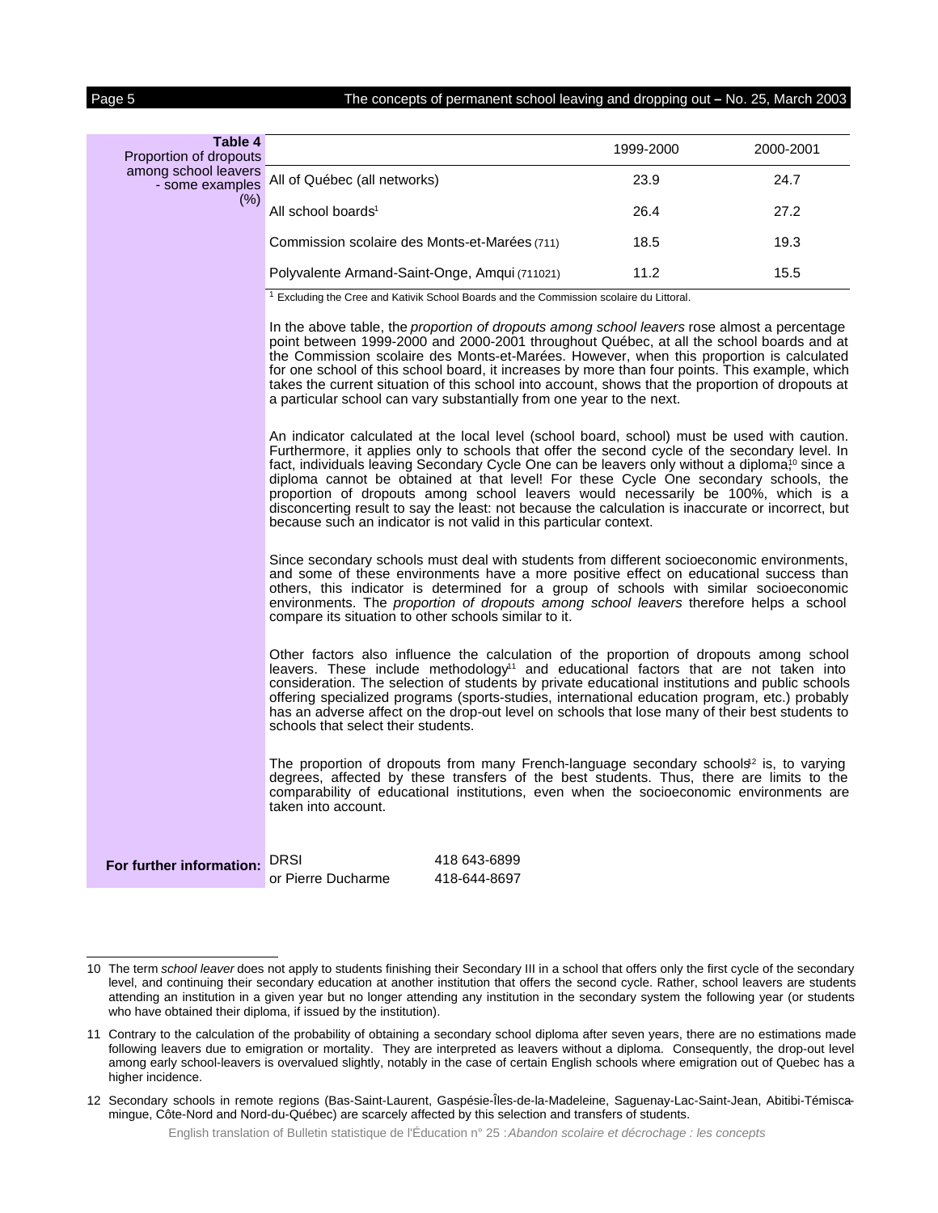**Table 4**
Proportion of dropouts among school leavers - some examples (%)

| | 1999-2000 | 2000-2001 |
|---|---|---|
| All of Québec (all networks) | 23.9 | 24.7 |
| All school boards[1] | 26.4 | 27.2 |
| Commission scolaire des Monts-et-Marées (711) | 18.5 | 19.3 |
| Polyvalente Armand-Saint-Onge, Amqui (711021) | 11.2 | 15.5 |

[1] Excluding the Cree and Kativik School Boards and the Commission scolaire du Littoral.

In the above table, the *proportion of dropouts among school leavers* rose almost a percentage point between 1999-2000 and 2000-2001 throughout Québec, at all the school boards and at the Commission scolaire des Monts-et-Marées. However, when this proportion is calculated for one school of this school board, it increases by more than four points. This example, which takes the current situation of this school into account, shows that the proportion of dropouts at a particular school can vary substantially from one year to the next.

An indicator calculated at the local level (school board, school) must be used with caution. Furthermore, it applies only to schools that offer the second cycle of the secondary level. In fact, individuals leaving Secondary Cycle One can be leavers only without a diploma,[10] since a diploma cannot be obtained at that level! For these Cycle One secondary schools, the proportion of dropouts among school leavers would necessarily be 100%, which is a disconcerting result to say the least: not because the calculation is inaccurate or incorrect, but because such an indicator is not valid in this particular context.

Since secondary schools must deal with students from different socioeconomic environments, and some of these environments have a more positive effect on educational success than others, this indicator is determined for a group of schools with similar socioeconomic environments. The *proportion of dropouts among school leavers* therefore helps a school compare its situation to other schools similar to it.

Other factors also influence the calculation of the proportion of dropouts among school leavers. These include methodology[11] and educational factors that are not taken into consideration. The selection of students by private educational institutions and public schools offering specialized programs (sports-studies, international education program, etc.) probably has an adverse affect on the drop-out level on schools that lose many of their best students to schools that select their students.

The proportion of dropouts from many French-language secondary schools[12] is, to varying degrees, affected by these transfers of the best students. Thus, there are limits to the comparability of educational institutions, even when the socioeconomic environments are taken into account.

**For further information:** DRSI 418 643-6899
or Pierre Ducharme 418-644-8697

---

10 The term *school leaver* does not apply to students finishing their Secondary III in a school that offers only the first cycle of the secondary level, and continuing their secondary education at another institution that offers the second cycle. Rather, school leavers are students attending an institution in a given year but no longer attending any institution in the secondary system the following year (or students who have obtained their diploma, if issued by the institution).

11 Contrary to the calculation of the probability of obtaining a secondary school diploma after seven years, there are no estimations made following leavers due to emigration or mortality. They are interpreted as leavers without a diploma. Consequently, the drop-out level among early school-leavers is overvalued slightly, notably in the case of certain English schools where emigration out of Quebec has a higher incidence.

12 Secondary schools in remote regions (Bas-Saint-Laurent, Gaspésie-Îles-de-la-Madeleine, Saguenay-Lac-Saint-Jean, Abitibi-Témiscamingue, Côte-Nord and Nord-du-Québec) are scarcely affected by this selection and transfers of students.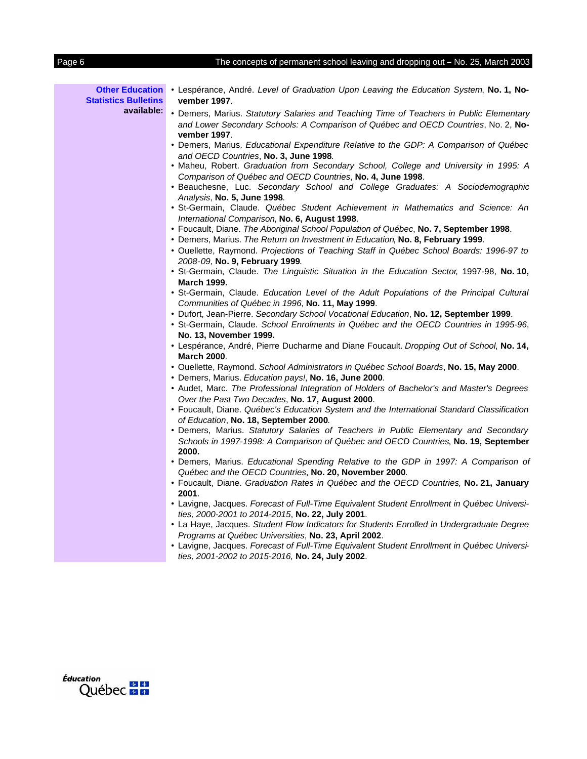**Other Education Statistics Bulletins available:**

- Lespérance, André. *Level of Graduation Upon Leaving the Education System*, **No. 1, November 1997**.
- Demers, Marius. *Statutory Salaries and Teaching Time of Teachers in Public Elementary and Lower Secondary Schools: A Comparison of Québec and OECD Countries*, No. 2, **November 1997**.
- Demers, Marius. *Educational Expenditure Relative to the GDP: A Comparison of Québec and OECD Countries*, **No. 3, June 1998**.
- Maheu, Robert. *Graduation from Secondary School, College and University in 1995: A Comparison of Québec and OECD Countries*, **No. 4, June 1998**.
- Beauchesne, Luc. *Secondary School and College Graduates: A Sociodemographic Analysis*, **No. 5, June 1998**.
- St-Germain, Claude. *Québec Student Achievement in Mathematics and Science: An International Comparison*, **No. 6, August 1998**.
- Foucault, Diane. *The Aboriginal School Population of Québec*, **No. 7, September 1998**.
- Demers, Marius. *The Return on Investment in Education*, **No. 8, February 1999**.
- Ouellette, Raymond. *Projections of Teaching Staff in Québec School Boards: 1996-97 to 2008-09*, **No. 9, February 1999**.
- St-Germain, Claude. *The Linguistic Situation in the Education Sector*, 1997-98, **No. 10, March 1999.**
- St-Germain, Claude. *Education Level of the Adult Populations of the Principal Cultural Communities of Québec in 1996*, **No. 11, May 1999**.
- Dufort, Jean-Pierre. *Secondary School Vocational Education*, **No. 12, September 1999**.
- St-Germain, Claude. *School Enrolments in Québec and the OECD Countries in 1995-96*, **No. 13, November 1999.**
- Lespérance, André, Pierre Ducharme and Diane Foucault. *Dropping Out of School*, **No. 14, March 2000**.
- Ouellette, Raymond. *School Administrators in Québec School Boards*, **No. 15, May 2000**.
- Demers, Marius. *Education pays!*, **No. 16, June 2000**.
- Audet, Marc. *The Professional Integration of Holders of Bachelor's and Master's Degrees Over the Past Two Decades*, **No. 17, August 2000**.
- Foucault, Diane. *Québec's Education System and the International Standard Classification of Education*, **No. 18, September 2000**.
- Demers, Marius. *Statutory Salaries of Teachers in Public Elementary and Secondary Schools in 1997-1998: A Comparison of Québec and OECD Countries*, **No. 19, September 2000.**
- Demers, Marius. *Educational Spending Relative to the GDP in 1997: A Comparison of Québec and the OECD Countries*, **No. 20, November 2000**.
- Foucault, Diane. *Graduation Rates in Québec and the OECD Countries*, **No. 21, January 2001**.
- Lavigne, Jacques. *Forecast of Full-Time Equivalent Student Enrollment in Québec Universities, 2000-2001 to 2014-2015*, **No. 22, July 2001**.
- La Haye, Jacques. *Student Flow Indicators for Students Enrolled in Undergraduate Degree Programs at Québec Universities*, **No. 23, April 2002**.
- Lavigne, Jacques. *Forecast of Full-Time Equivalent Student Enrollment in Québec Universities, 2001-2002 to 2015-2016,* **No. 24, July 2002**.

Éducation Québec